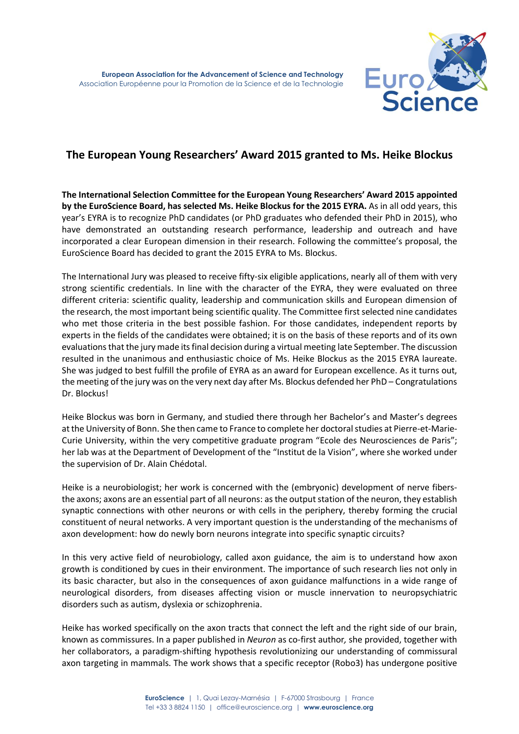European Association for the Advancement of Science and Technology
Association Européenne pour la Promotion de la Science et de la Technologie

# The European Young Researchers' Award 2015 granted to Ms. Heike Blockus

**The International Selection Committee for the European Young Researchers' Award 2015 appointed by the EuroScience Board, has selected Ms. Heike Blockus for the 2015 EYRA.** As in all odd years, this year's EYRA is to recognize PhD candidates (or PhD graduates who defended their PhD in 2015), who have demonstrated an outstanding research performance, leadership and outreach and have incorporated a clear European dimension in their research. Following the committee's proposal, the EuroScience Board has decided to grant the 2015 EYRA to Ms. Blockus.

The International Jury was pleased to receive fifty-six eligible applications, nearly all of them with very strong scientific credentials. In line with the character of the EYRA, they were evaluated on three different criteria: scientific quality, leadership and communication skills and European dimension of the research, the most important being scientific quality. The Committee first selected nine candidates who met those criteria in the best possible fashion. For those candidates, independent reports by experts in the fields of the candidates were obtained; it is on the basis of these reports and of its own evaluations that the jury made its final decision during a virtual meeting late September. The discussion resulted in the unanimous and enthusiastic choice of Ms. Heike Blockus as the 2015 EYRA laureate. She was judged to best fulfill the profile of EYRA as an award for European excellence. As it turns out, the meeting of the jury was on the very next day after Ms. Blockus defended her PhD – Congratulations Dr. Blockus!

Heike Blockus was born in Germany, and studied there through her Bachelor's and Master's degrees at the University of Bonn. She then came to France to complete her doctoral studies at Pierre-et-Marie-Curie University, within the very competitive graduate program "Ecole des Neurosciences de Paris"; her lab was at the Department of Development of the "Institut de la Vision", where she worked under the supervision of Dr. Alain Chédotal.

Heike is a neurobiologist; her work is concerned with the (embryonic) development of nerve fibers-the axons; axons are an essential part of all neurons: as the output station of the neuron, they establish synaptic connections with other neurons or with cells in the periphery, thereby forming the crucial constituent of neural networks. A very important question is the understanding of the mechanisms of axon development: how do newly born neurons integrate into specific synaptic circuits?

In this very active field of neurobiology, called axon guidance, the aim is to understand how axon growth is conditioned by cues in their environment. The importance of such research lies not only in its basic character, but also in the consequences of axon guidance malfunctions in a wide range of neurological disorders, from diseases affecting vision or muscle innervation to neuropsychiatric disorders such as autism, dyslexia or schizophrenia.

Heike has worked specifically on the axon tracts that connect the left and the right side of our brain, known as commissures. In a paper published in *Neuron* as co-first author, she provided, together with her collaborators, a paradigm-shifting hypothesis revolutionizing our understanding of commissural axon targeting in mammals. The work shows that a specific receptor (Robo3) has undergone positive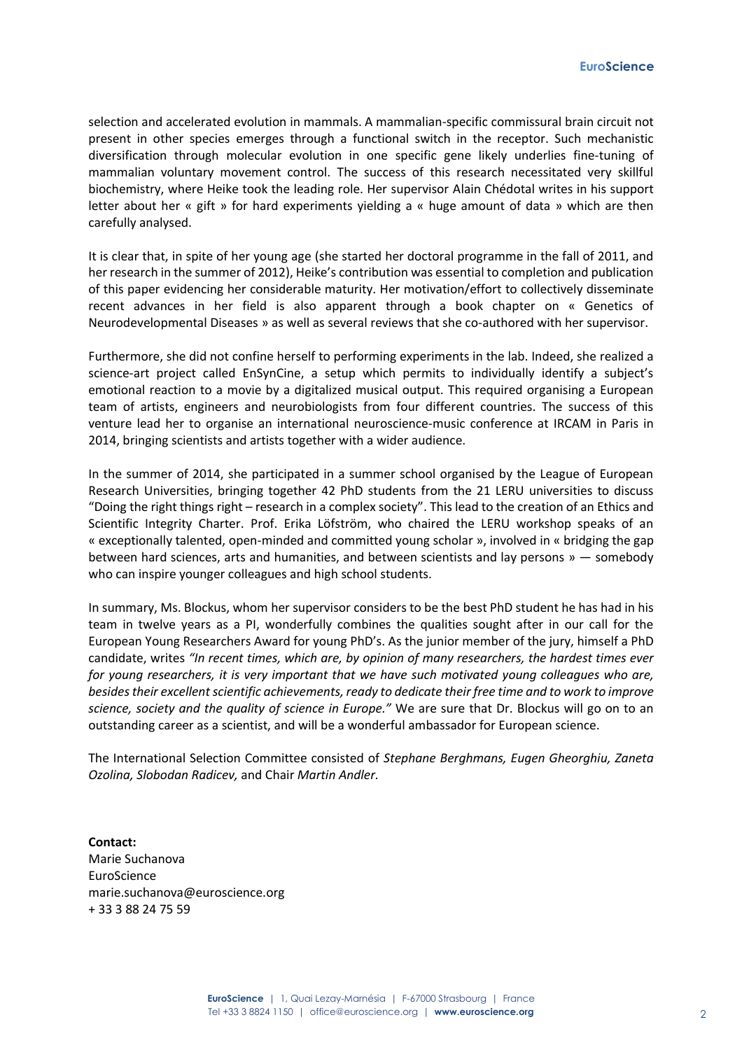selection and accelerated evolution in mammals. A mammalian-specific commissural brain circuit not present in other species emerges through a functional switch in the receptor. Such mechanistic diversification through molecular evolution in one specific gene likely underlies fine-tuning of mammalian voluntary movement control. The success of this research necessitated very skillful biochemistry, where Heike took the leading role. Her supervisor Alain Chédotal writes in his support letter about her « gift » for hard experiments yielding a « huge amount of data » which are then carefully analysed.

It is clear that, in spite of her young age (she started her doctoral programme in the fall of 2011, and her research in the summer of 2012), Heike's contribution was essential to completion and publication of this paper evidencing her considerable maturity. Her motivation/effort to collectively disseminate recent advances in her field is also apparent through a book chapter on « Genetics of Neurodevelopmental Diseases » as well as several reviews that she co-authored with her supervisor.

Furthermore, she did not confine herself to performing experiments in the lab. Indeed, she realized a science-art project called EnSynCine, a setup which permits to individually identify a subject's emotional reaction to a movie by a digitalized musical output. This required organising a European team of artists, engineers and neurobiologists from four different countries. The success of this venture lead her to organise an international neuroscience-music conference at IRCAM in Paris in 2014, bringing scientists and artists together with a wider audience.

In the summer of 2014, she participated in a summer school organised by the League of European Research Universities, bringing together 42 PhD students from the 21 LERU universities to discuss "Doing the right things right – research in a complex society". This lead to the creation of an Ethics and Scientific Integrity Charter. Prof. Erika Löfström, who chaired the LERU workshop speaks of an « exceptionally talented, open-minded and committed young scholar », involved in « bridging the gap between hard sciences, arts and humanities, and between scientists and lay persons » — somebody who can inspire younger colleagues and high school students.

In summary, Ms. Blockus, whom her supervisor considers to be the best PhD student he has had in his team in twelve years as a PI, wonderfully combines the qualities sought after in our call for the European Young Researchers Award for young PhD's. As the junior member of the jury, himself a PhD candidate, writes *"In recent times, which are, by opinion of many researchers, the hardest times ever for young researchers, it is very important that we have such motivated young colleagues who are, besides their excellent scientific achievements, ready to dedicate their free time and to work to improve science, society and the quality of science in Europe."* We are sure that Dr. Blockus will go on to an outstanding career as a scientist, and will be a wonderful ambassador for European science.

The International Selection Committee consisted of *Stephane Berghmans, Eugen Gheorghiu, Zaneta Ozolina, Slobodan Radicev,* and Chair *Martin Andler.*

**Contact:**
Marie Suchanova
EuroScience
marie.suchanova@euroscience.org
+ 33 3 88 24 75 59